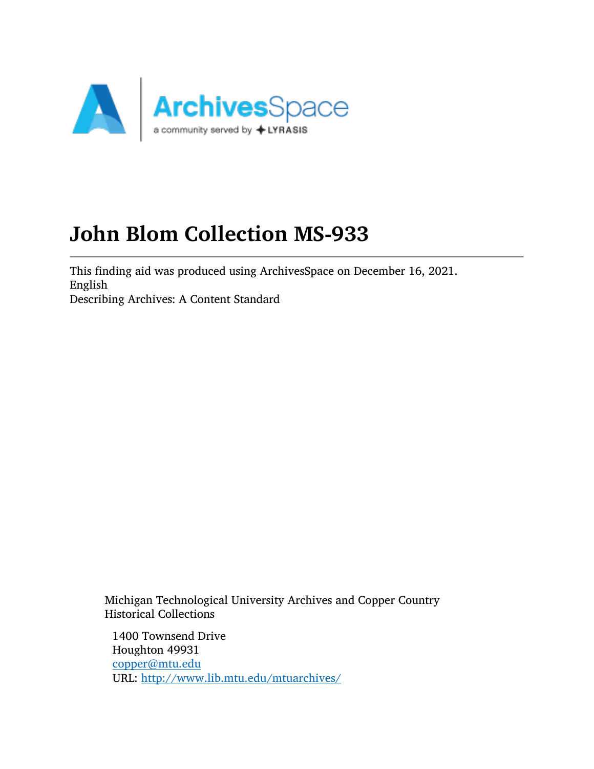# John Blom Collection MS-933

This finding aid was produced using ArchivesSpace on December 16, 2021.
English
Describing Archives: A Content Standard

Michigan Technological University Archives and Copper Country Historical Collections

1400 Townsend Drive
Houghton 49931
copper@mtu.edu
URL: http://www.lib.mtu.edu/mtuarchives/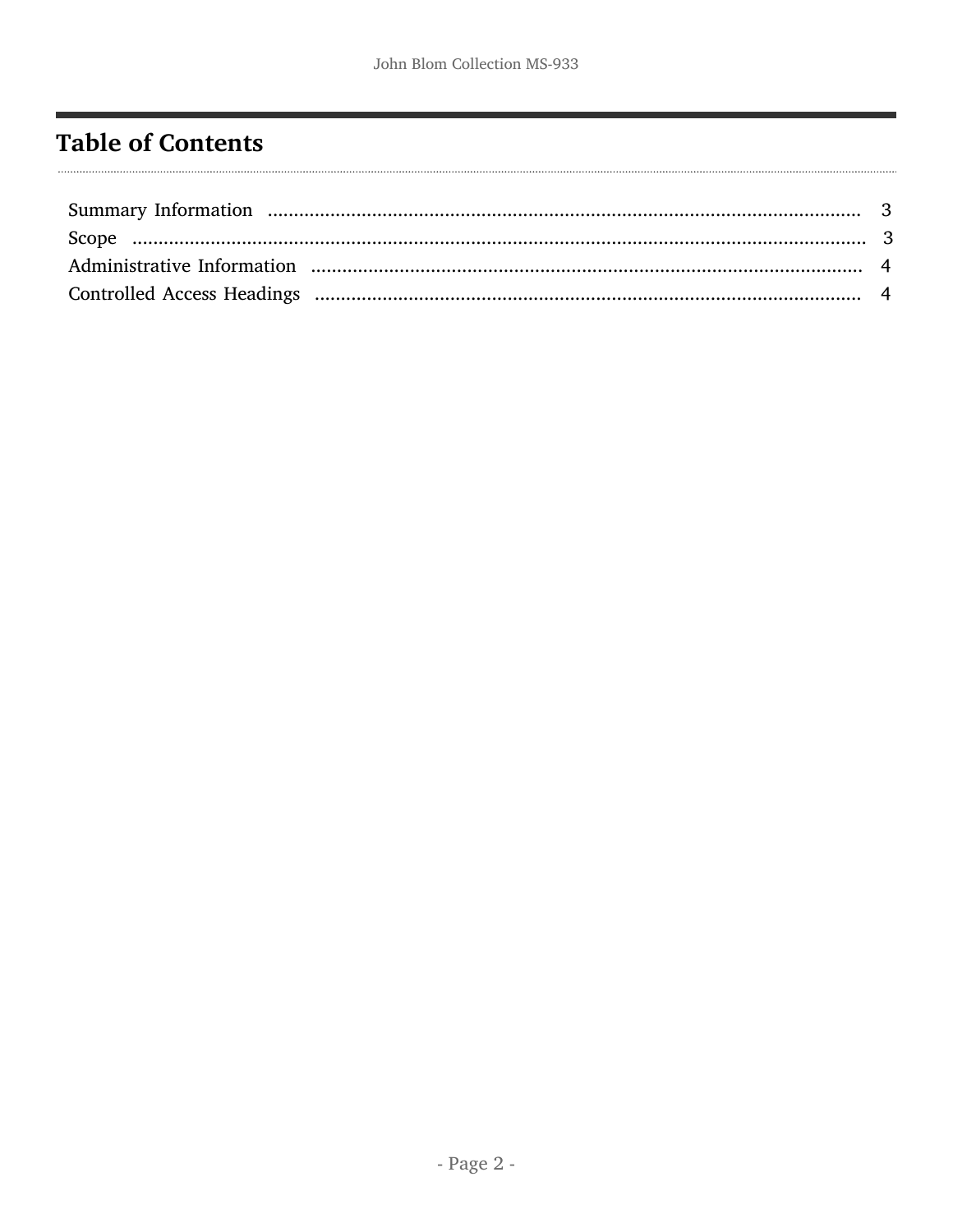# Table of Contents

Summary Information ..................................................... 3
Scope ..................................................... 3
Administrative Information ..................................................... 4
Controlled Access Headings ..................................................... 4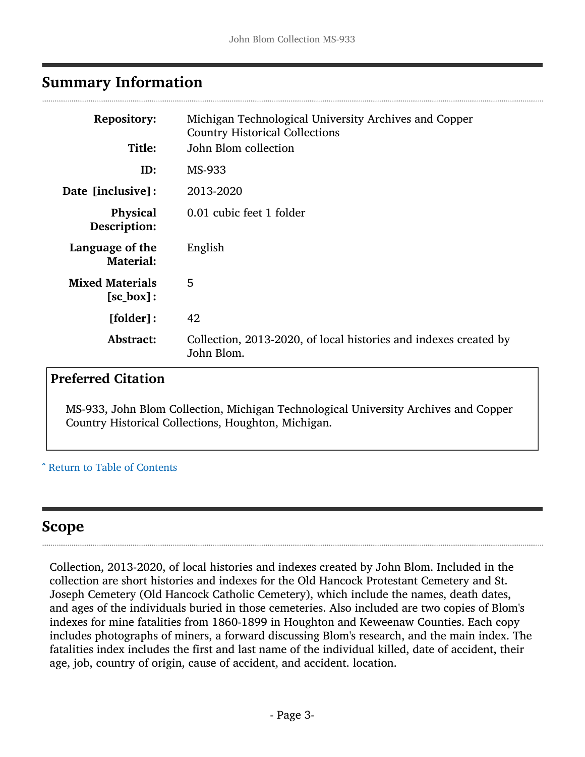## Summary Information

| | |
|---|---|
| **Repository:** | Michigan Technological University Archives and Copper Country Historical Collections |
| **Title:** | John Blom collection |
| **ID:** | MS-933 |
| **Date [inclusive]:** | 2013-2020 |
| **Physical Description:** | 0.01 cubic feet 1 folder |
| **Language of the Material:** | English |
| **Mixed Materials [sc_box]:** | 5 |
| **[folder]:** | 42 |
| **Abstract:** | Collection, 2013-2020, of local histories and indexes created by John Blom. |

### Preferred Citation

MS-933, John Blom Collection, Michigan Technological University Archives and Copper Country Historical Collections, Houghton, Michigan.

ˆ Return to Table of Contents

## Scope

Collection, 2013-2020, of local histories and indexes created by John Blom. Included in the collection are short histories and indexes for the Old Hancock Protestant Cemetery and St. Joseph Cemetery (Old Hancock Catholic Cemetery), which include the names, death dates, and ages of the individuals buried in those cemeteries. Also included are two copies of Blom's indexes for mine fatalities from 1860-1899 in Houghton and Keweenaw Counties. Each copy includes photographs of miners, a forward discussing Blom's research, and the main index. The fatalities index includes the first and last name of the individual killed, date of accident, their age, job, country of origin, cause of accident, and accident. location.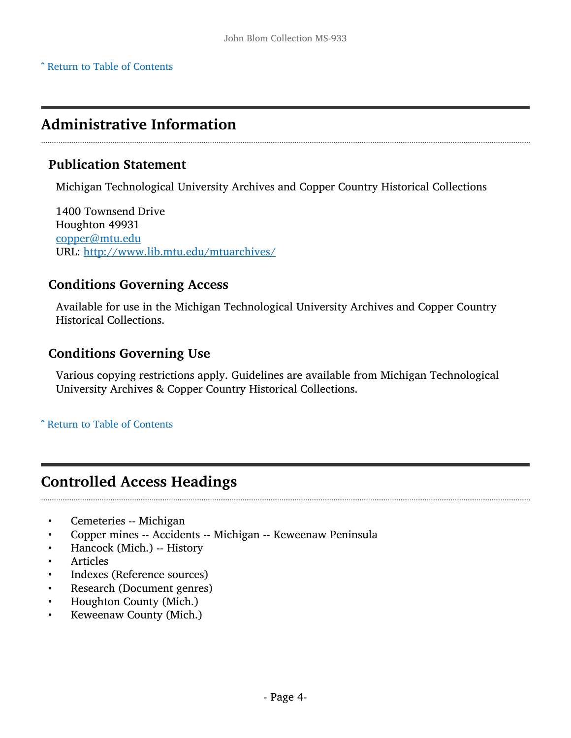ˆ Return to Table of Contents

## Administrative Information

### Publication Statement

Michigan Technological University Archives and Copper Country Historical Collections

1400 Townsend Drive
Houghton 49931
copper@mtu.edu
URL: http://www.lib.mtu.edu/mtuarchives/

### Conditions Governing Access

Available for use in the Michigan Technological University Archives and Copper Country Historical Collections.

### Conditions Governing Use

Various copying restrictions apply. Guidelines are available from Michigan Technological University Archives & Copper Country Historical Collections.

ˆ Return to Table of Contents

## Controlled Access Headings

- Cemeteries -- Michigan
- Copper mines -- Accidents -- Michigan -- Keweenaw Peninsula
- Hancock (Mich.) -- History
- Articles
- Indexes (Reference sources)
- Research (Document genres)
- Houghton County (Mich.)
- Keweenaw County (Mich.)